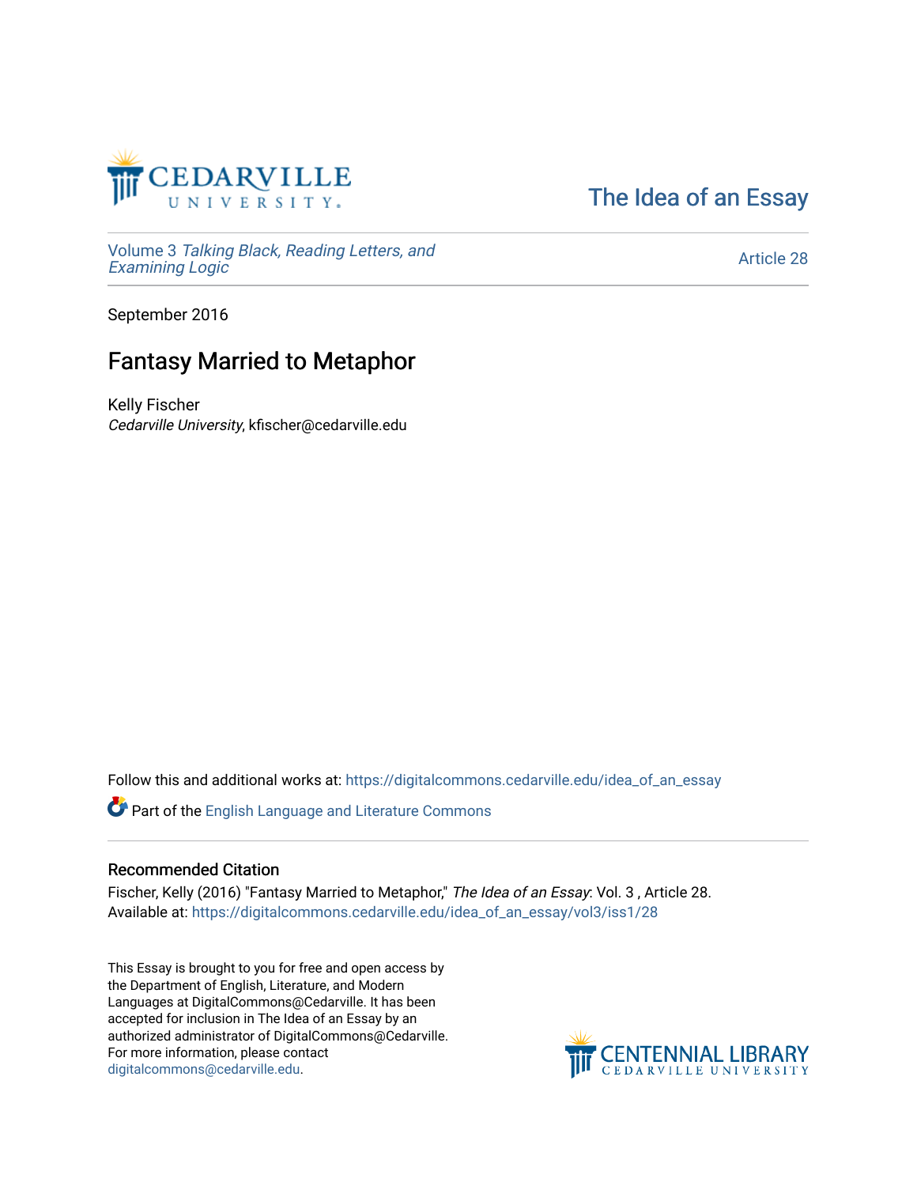The Idea of an Essay

Volume 3 *Talking Black, Reading Letters, and Examining Logic*

Article 28

September 2016

# Fantasy Married to Metaphor

Kelly Fischer
*Cedarville University*, kfischer@cedarville.edu

Follow this and additional works at: https://digitalcommons.cedarville.edu/idea_of_an_essay

Part of the English Language and Literature Commons

## Recommended Citation

Fischer, Kelly (2016) "Fantasy Married to Metaphor," *The Idea of an Essay*: Vol. 3 , Article 28.
Available at: https://digitalcommons.cedarville.edu/idea_of_an_essay/vol3/iss1/28

This Essay is brought to you for free and open access by the Department of English, Literature, and Modern Languages at DigitalCommons@Cedarville. It has been accepted for inclusion in The Idea of an Essay by an authorized administrator of DigitalCommons@Cedarville. For more information, please contact digitalcommons@cedarville.edu.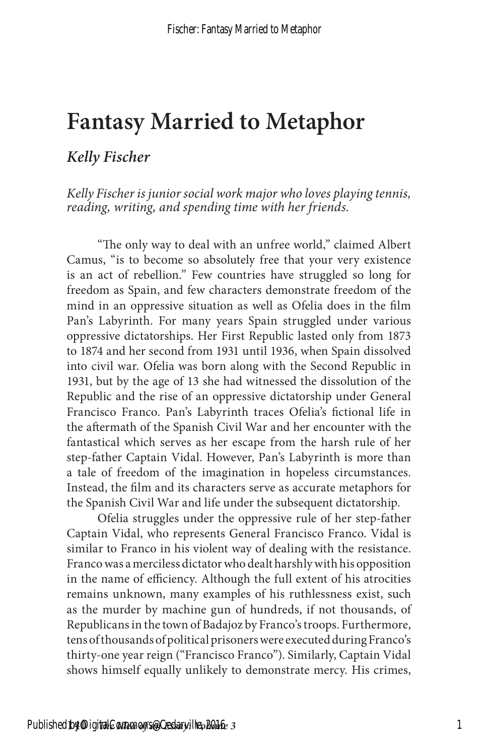# Fantasy Married to Metaphor

## *Kelly Fischer*

*Kelly Fischer is junior social work major who loves playing tennis, reading, writing, and spending time with her friends.*

"The only way to deal with an unfree world," claimed Albert Camus, "is to become so absolutely free that your very existence is an act of rebellion." Few countries have struggled so long for freedom as Spain, and few characters demonstrate freedom of the mind in an oppressive situation as well as Ofelia does in the film Pan's Labyrinth. For many years Spain struggled under various oppressive dictatorships. Her First Republic lasted only from 1873 to 1874 and her second from 1931 until 1936, when Spain dissolved into civil war. Ofelia was born along with the Second Republic in 1931, but by the age of 13 she had witnessed the dissolution of the Republic and the rise of an oppressive dictatorship under General Francisco Franco. Pan's Labyrinth traces Ofelia's fictional life in the aftermath of the Spanish Civil War and her encounter with the fantastical which serves as her escape from the harsh rule of her step-father Captain Vidal. However, Pan's Labyrinth is more than a tale of freedom of the imagination in hopeless circumstances. Instead, the film and its characters serve as accurate metaphors for the Spanish Civil War and life under the subsequent dictatorship.

Ofelia struggles under the oppressive rule of her step-father Captain Vidal, who represents General Francisco Franco. Vidal is similar to Franco in his violent way of dealing with the resistance. Franco was a merciless dictator who dealt harshly with his opposition in the name of efficiency. Although the full extent of his atrocities remains unknown, many examples of his ruthlessness exist, such as the murder by machine gun of hundreds, if not thousands, of Republicans in the town of Badajoz by Franco's troops. Furthermore, tens of thousands of political prisoners were executed during Franco's thirty-one year reign ("Francisco Franco"). Similarly, Captain Vidal shows himself equally unlikely to demonstrate mercy. His crimes,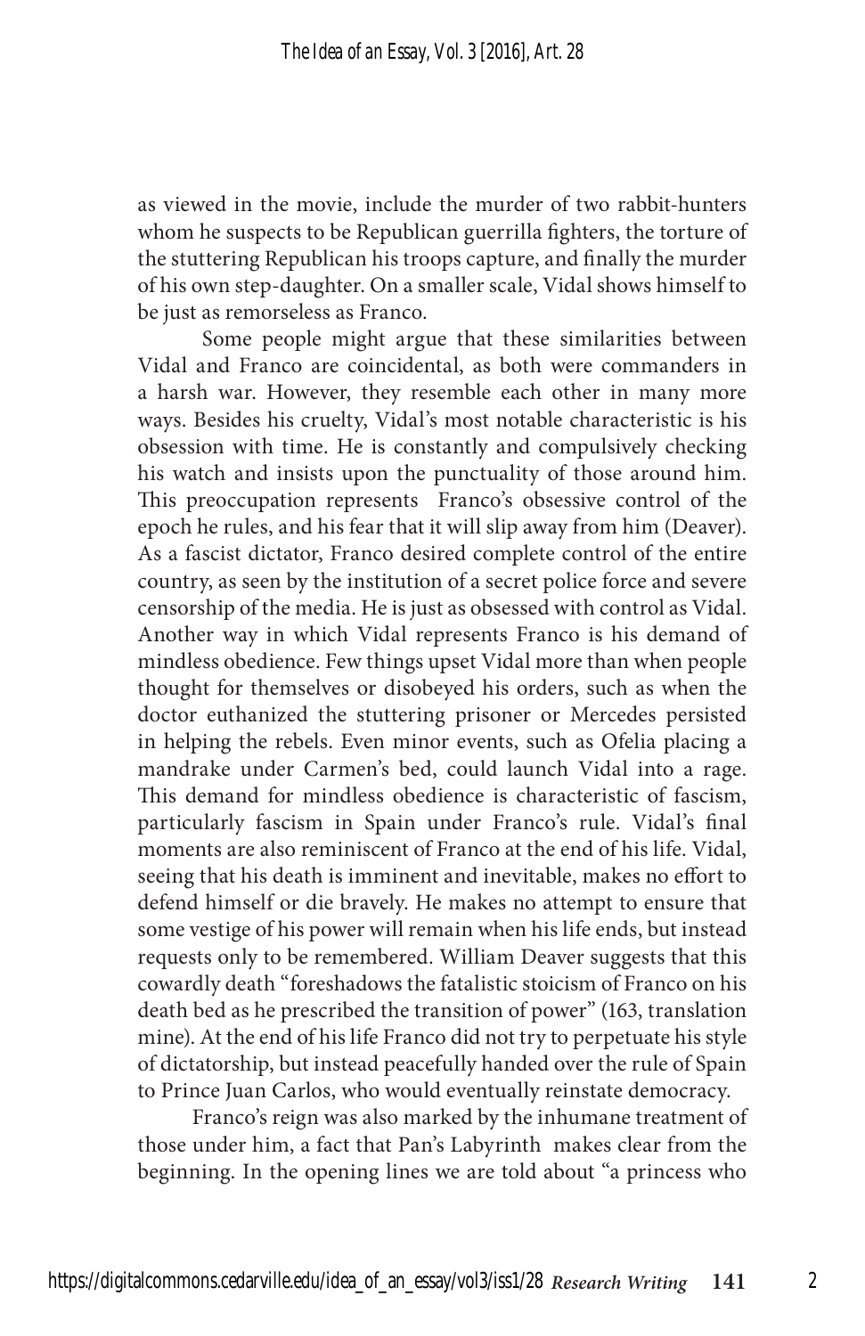as viewed in the movie, include the murder of two rabbit-hunters whom he suspects to be Republican guerrilla fighters, the torture of the stuttering Republican his troops capture, and finally the murder of his own step-daughter. On a smaller scale, Vidal shows himself to be just as remorseless as Franco.

Some people might argue that these similarities between Vidal and Franco are coincidental, as both were commanders in a harsh war. However, they resemble each other in many more ways. Besides his cruelty, Vidal's most notable characteristic is his obsession with time. He is constantly and compulsively checking his watch and insists upon the punctuality of those around him. This preoccupation represents Franco's obsessive control of the epoch he rules, and his fear that it will slip away from him (Deaver). As a fascist dictator, Franco desired complete control of the entire country, as seen by the institution of a secret police force and severe censorship of the media. He is just as obsessed with control as Vidal. Another way in which Vidal represents Franco is his demand of mindless obedience. Few things upset Vidal more than when people thought for themselves or disobeyed his orders, such as when the doctor euthanized the stuttering prisoner or Mercedes persisted in helping the rebels. Even minor events, such as Ofelia placing a mandrake under Carmen's bed, could launch Vidal into a rage. This demand for mindless obedience is characteristic of fascism, particularly fascism in Spain under Franco's rule. Vidal's final moments are also reminiscent of Franco at the end of his life. Vidal, seeing that his death is imminent and inevitable, makes no effort to defend himself or die bravely. He makes no attempt to ensure that some vestige of his power will remain when his life ends, but instead requests only to be remembered. William Deaver suggests that this cowardly death "foreshadows the fatalistic stoicism of Franco on his death bed as he prescribed the transition of power" (163, translation mine). At the end of his life Franco did not try to perpetuate his style of dictatorship, but instead peacefully handed over the rule of Spain to Prince Juan Carlos, who would eventually reinstate democracy.

Franco's reign was also marked by the inhumane treatment of those under him, a fact that Pan's Labyrinth makes clear from the beginning. In the opening lines we are told about "a princess who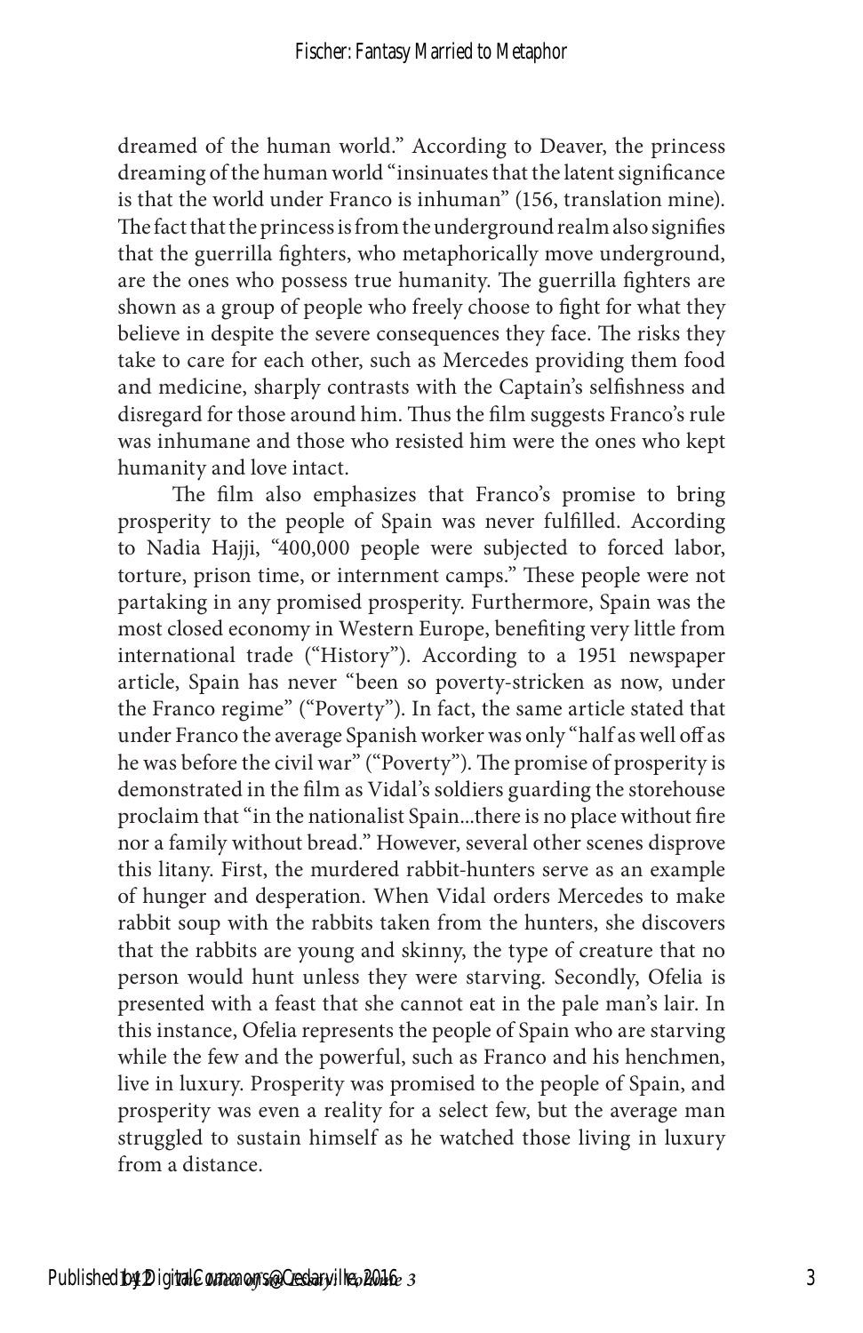dreamed of the human world." According to Deaver, the princess dreaming of the human world "insinuates that the latent significance is that the world under Franco is inhuman" (156, translation mine). The fact that the princess is from the underground realm also signifies that the guerrilla fighters, who metaphorically move underground, are the ones who possess true humanity. The guerrilla fighters are shown as a group of people who freely choose to fight for what they believe in despite the severe consequences they face. The risks they take to care for each other, such as Mercedes providing them food and medicine, sharply contrasts with the Captain's selfishness and disregard for those around him. Thus the film suggests Franco's rule was inhumane and those who resisted him were the ones who kept humanity and love intact.

The film also emphasizes that Franco's promise to bring prosperity to the people of Spain was never fulfilled. According to Nadia Hajji, "400,000 people were subjected to forced labor, torture, prison time, or internment camps." These people were not partaking in any promised prosperity. Furthermore, Spain was the most closed economy in Western Europe, benefiting very little from international trade ("History"). According to a 1951 newspaper article, Spain has never "been so poverty-stricken as now, under the Franco regime" ("Poverty"). In fact, the same article stated that under Franco the average Spanish worker was only "half as well off as he was before the civil war" ("Poverty"). The promise of prosperity is demonstrated in the film as Vidal's soldiers guarding the storehouse proclaim that "in the nationalist Spain...there is no place without fire nor a family without bread." However, several other scenes disprove this litany. First, the murdered rabbit-hunters serve as an example of hunger and desperation. When Vidal orders Mercedes to make rabbit soup with the rabbits taken from the hunters, she discovers that the rabbits are young and skinny, the type of creature that no person would hunt unless they were starving. Secondly, Ofelia is presented with a feast that she cannot eat in the pale man's lair. In this instance, Ofelia represents the people of Spain who are starving while the few and the powerful, such as Franco and his henchmen, live in luxury. Prosperity was promised to the people of Spain, and prosperity was even a reality for a select few, but the average man struggled to sustain himself as he watched those living in luxury from a distance.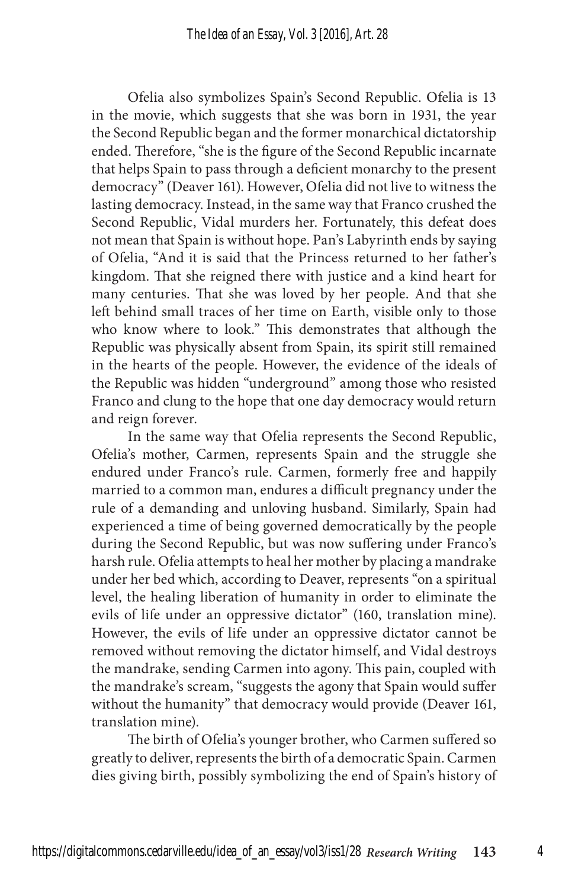Ofelia also symbolizes Spain's Second Republic. Ofelia is 13 in the movie, which suggests that she was born in 1931, the year the Second Republic began and the former monarchical dictatorship ended. Therefore, "she is the figure of the Second Republic incarnate that helps Spain to pass through a deficient monarchy to the present democracy" (Deaver 161). However, Ofelia did not live to witness the lasting democracy. Instead, in the same way that Franco crushed the Second Republic, Vidal murders her. Fortunately, this defeat does not mean that Spain is without hope. Pan's Labyrinth ends by saying of Ofelia, "And it is said that the Princess returned to her father's kingdom. That she reigned there with justice and a kind heart for many centuries. That she was loved by her people. And that she left behind small traces of her time on Earth, visible only to those who know where to look." This demonstrates that although the Republic was physically absent from Spain, its spirit still remained in the hearts of the people. However, the evidence of the ideals of the Republic was hidden "underground" among those who resisted Franco and clung to the hope that one day democracy would return and reign forever.

In the same way that Ofelia represents the Second Republic, Ofelia's mother, Carmen, represents Spain and the struggle she endured under Franco's rule. Carmen, formerly free and happily married to a common man, endures a difficult pregnancy under the rule of a demanding and unloving husband. Similarly, Spain had experienced a time of being governed democratically by the people during the Second Republic, but was now suffering under Franco's harsh rule. Ofelia attempts to heal her mother by placing a mandrake under her bed which, according to Deaver, represents "on a spiritual level, the healing liberation of humanity in order to eliminate the evils of life under an oppressive dictator" (160, translation mine). However, the evils of life under an oppressive dictator cannot be removed without removing the dictator himself, and Vidal destroys the mandrake, sending Carmen into agony. This pain, coupled with the mandrake's scream, "suggests the agony that Spain would suffer without the humanity" that democracy would provide (Deaver 161, translation mine).

The birth of Ofelia's younger brother, who Carmen suffered so greatly to deliver, represents the birth of a democratic Spain. Carmen dies giving birth, possibly symbolizing the end of Spain's history of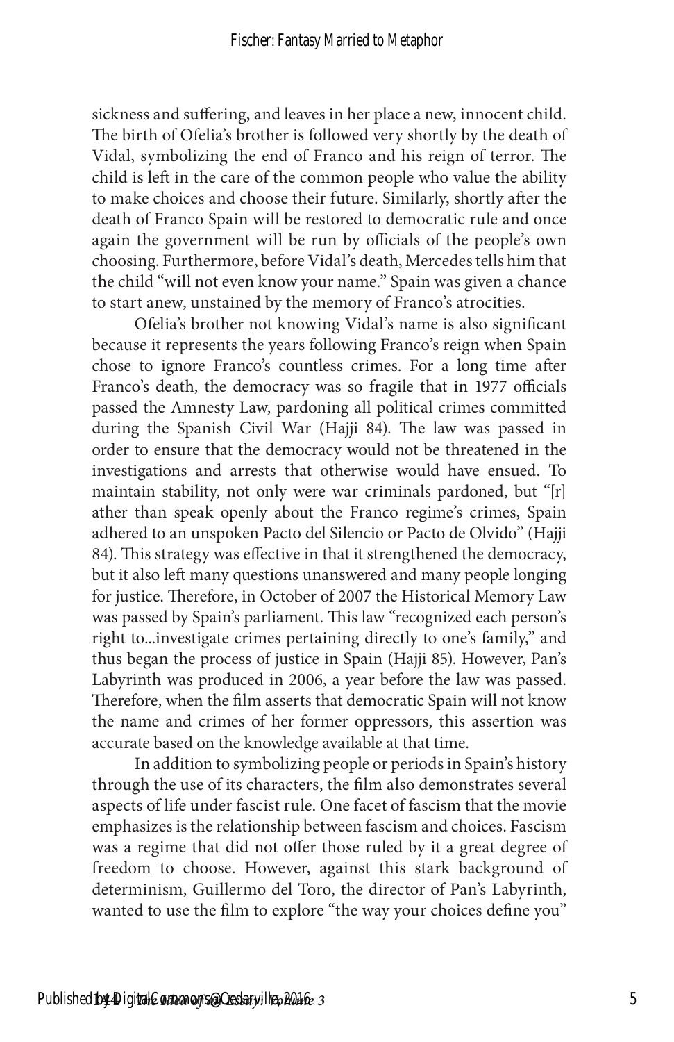sickness and suffering, and leaves in her place a new, innocent child. The birth of Ofelia's brother is followed very shortly by the death of Vidal, symbolizing the end of Franco and his reign of terror. The child is left in the care of the common people who value the ability to make choices and choose their future. Similarly, shortly after the death of Franco Spain will be restored to democratic rule and once again the government will be run by officials of the people's own choosing. Furthermore, before Vidal's death, Mercedes tells him that the child "will not even know your name." Spain was given a chance to start anew, unstained by the memory of Franco's atrocities.

Ofelia's brother not knowing Vidal's name is also significant because it represents the years following Franco's reign when Spain chose to ignore Franco's countless crimes. For a long time after Franco's death, the democracy was so fragile that in 1977 officials passed the Amnesty Law, pardoning all political crimes committed during the Spanish Civil War (Hajji 84). The law was passed in order to ensure that the democracy would not be threatened in the investigations and arrests that otherwise would have ensued. To maintain stability, not only were war criminals pardoned, but "[r]ather than speak openly about the Franco regime's crimes, Spain adhered to an unspoken Pacto del Silencio or Pacto de Olvido" (Hajji 84). This strategy was effective in that it strengthened the democracy, but it also left many questions unanswered and many people longing for justice. Therefore, in October of 2007 the Historical Memory Law was passed by Spain's parliament. This law "recognized each person's right to...investigate crimes pertaining directly to one's family," and thus began the process of justice in Spain (Hajji 85). However, Pan's Labyrinth was produced in 2006, a year before the law was passed. Therefore, when the film asserts that democratic Spain will not know the name and crimes of her former oppressors, this assertion was accurate based on the knowledge available at that time.

In addition to symbolizing people or periods in Spain's history through the use of its characters, the film also demonstrates several aspects of life under fascist rule. One facet of fascism that the movie emphasizes is the relationship between fascism and choices. Fascism was a regime that did not offer those ruled by it a great degree of freedom to choose. However, against this stark background of determinism, Guillermo del Toro, the director of Pan's Labyrinth, wanted to use the film to explore "the way your choices define you"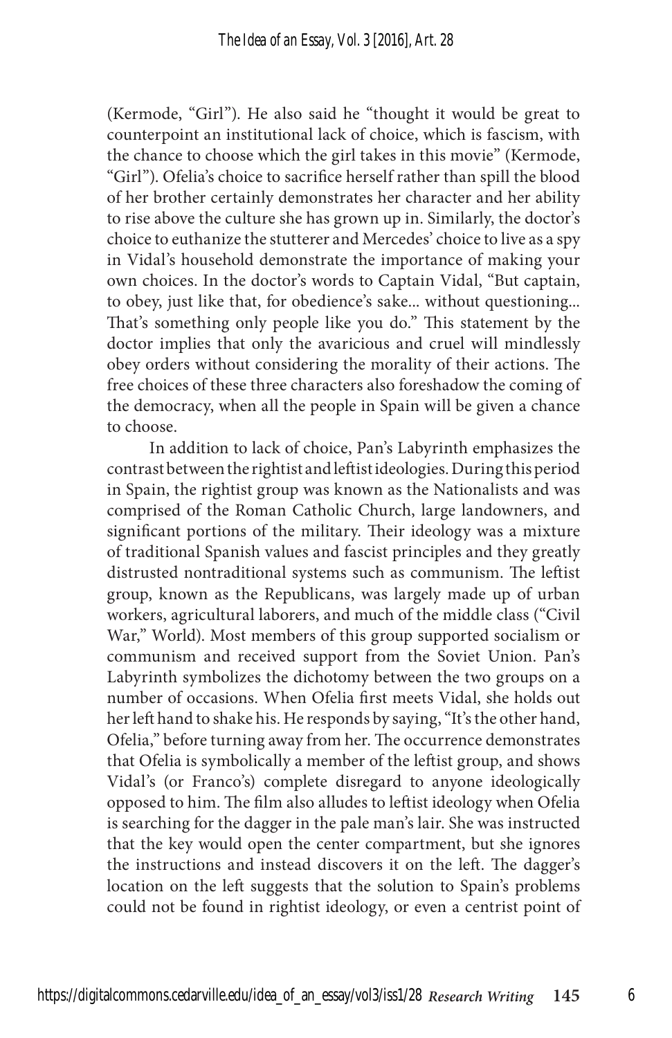(Kermode, "Girl"). He also said he "thought it would be great to counterpoint an institutional lack of choice, which is fascism, with the chance to choose which the girl takes in this movie" (Kermode, "Girl"). Ofelia's choice to sacrifice herself rather than spill the blood of her brother certainly demonstrates her character and her ability to rise above the culture she has grown up in. Similarly, the doctor's choice to euthanize the stutterer and Mercedes' choice to live as a spy in Vidal's household demonstrate the importance of making your own choices. In the doctor's words to Captain Vidal, "But captain, to obey, just like that, for obedience's sake... without questioning... That's something only people like you do." This statement by the doctor implies that only the avaricious and cruel will mindlessly obey orders without considering the morality of their actions. The free choices of these three characters also foreshadow the coming of the democracy, when all the people in Spain will be given a chance to choose.

In addition to lack of choice, Pan's Labyrinth emphasizes the contrast between the rightist and leftist ideologies. During this period in Spain, the rightist group was known as the Nationalists and was comprised of the Roman Catholic Church, large landowners, and significant portions of the military. Their ideology was a mixture of traditional Spanish values and fascist principles and they greatly distrusted nontraditional systems such as communism. The leftist group, known as the Republicans, was largely made up of urban workers, agricultural laborers, and much of the middle class ("Civil War," World). Most members of this group supported socialism or communism and received support from the Soviet Union. Pan's Labyrinth symbolizes the dichotomy between the two groups on a number of occasions. When Ofelia first meets Vidal, she holds out her left hand to shake his. He responds by saying, "It's the other hand, Ofelia," before turning away from her. The occurrence demonstrates that Ofelia is symbolically a member of the leftist group, and shows Vidal's (or Franco's) complete disregard to anyone ideologically opposed to him. The film also alludes to leftist ideology when Ofelia is searching for the dagger in the pale man's lair. She was instructed that the key would open the center compartment, but she ignores the instructions and instead discovers it on the left. The dagger's location on the left suggests that the solution to Spain's problems could not be found in rightist ideology, or even a centrist point of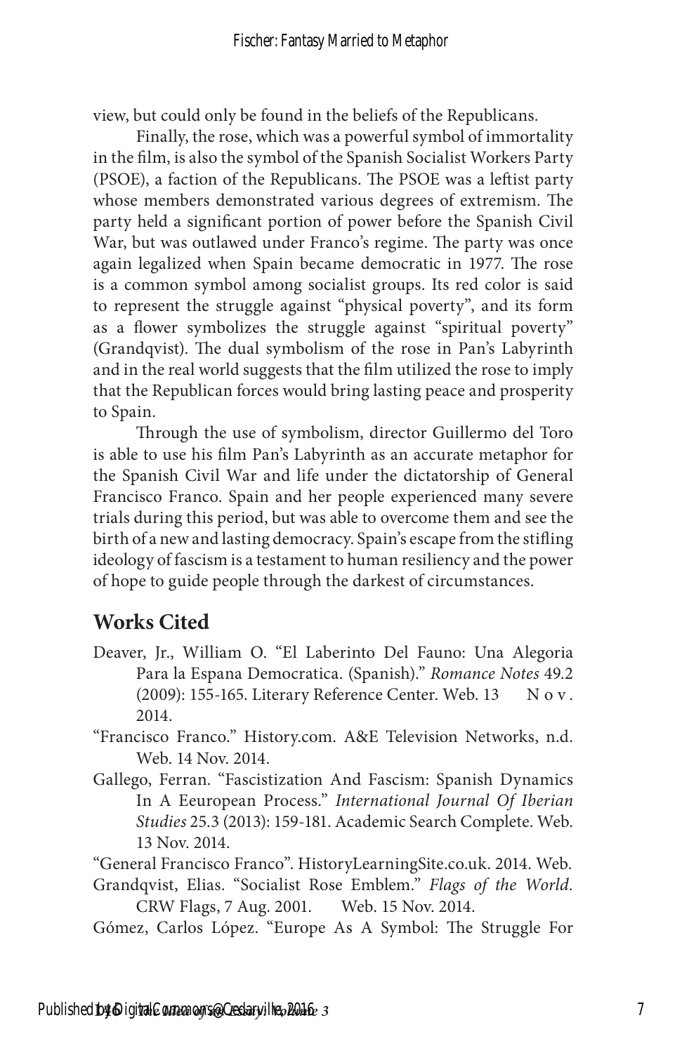view, but could only be found in the beliefs of the Republicans.

Finally, the rose, which was a powerful symbol of immortality in the film, is also the symbol of the Spanish Socialist Workers Party (PSOE), a faction of the Republicans. The PSOE was a leftist party whose members demonstrated various degrees of extremism. The party held a significant portion of power before the Spanish Civil War, but was outlawed under Franco's regime. The party was once again legalized when Spain became democratic in 1977. The rose is a common symbol among socialist groups. Its red color is said to represent the struggle against "physical poverty", and its form as a flower symbolizes the struggle against "spiritual poverty" (Grandqvist). The dual symbolism of the rose in Pan's Labyrinth and in the real world suggests that the film utilized the rose to imply that the Republican forces would bring lasting peace and prosperity to Spain.

Through the use of symbolism, director Guillermo del Toro is able to use his film Pan's Labyrinth as an accurate metaphor for the Spanish Civil War and life under the dictatorship of General Francisco Franco. Spain and her people experienced many severe trials during this period, but was able to overcome them and see the birth of a new and lasting democracy. Spain's escape from the stifling ideology of fascism is a testament to human resiliency and the power of hope to guide people through the darkest of circumstances.

## Works Cited

Deaver, Jr., William O. "El Laberinto Del Fauno: Una Alegoria Para la Espana Democratica. (Spanish)." *Romance Notes* 49.2 (2009): 155-165. Literary Reference Center. Web. 13 Nov. 2014.

"Francisco Franco." History.com. A&E Television Networks, n.d. Web. 14 Nov. 2014.

Gallego, Ferran. "Fascistization And Fascism: Spanish Dynamics In A Eeuropean Process." *International Journal Of Iberian Studies* 25.3 (2013): 159-181. Academic Search Complete. Web. 13 Nov. 2014.

"General Francisco Franco". HistoryLearningSite.co.uk. 2014. Web.

Grandqvist, Elias. "Socialist Rose Emblem." *Flags of the World.* CRW Flags, 7 Aug. 2001. Web. 15 Nov. 2014.

Gómez, Carlos López. "Europe As A Symbol: The Struggle For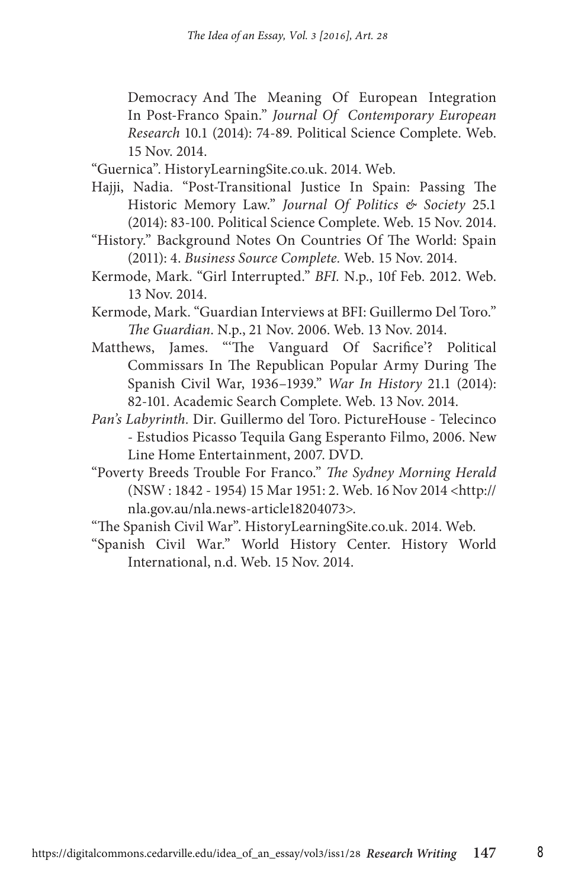Democracy And The Meaning Of European Integration In Post-Franco Spain." *Journal Of Contemporary European Research* 10.1 (2014): 74-89. Political Science Complete. Web. 15 Nov. 2014.

"Guernica". HistoryLearningSite.co.uk. 2014. Web.

Hajji, Nadia. "Post-Transitional Justice In Spain: Passing The Historic Memory Law." *Journal Of Politics & Society* 25.1 (2014): 83-100. Political Science Complete. Web. 15 Nov. 2014.

"History." Background Notes On Countries Of The World: Spain (2011): 4. *Business Source Complete*. Web. 15 Nov. 2014.

Kermode, Mark. "Girl Interrupted." *BFI*. N.p., 10f Feb. 2012. Web. 13 Nov. 2014.

Kermode, Mark. "Guardian Interviews at BFI: Guillermo Del Toro." *The Guardian*. N.p., 21 Nov. 2006. Web. 13 Nov. 2014.

Matthews, James. "'The Vanguard Of Sacrifice'? Political Commissars In The Republican Popular Army During The Spanish Civil War, 1936–1939." *War In History* 21.1 (2014): 82-101. Academic Search Complete. Web. 13 Nov. 2014.

*Pan's Labyrinth*. Dir. Guillermo del Toro. PictureHouse - Telecinco - Estudios Picasso Tequila Gang Esperanto Filmo, 2006. New Line Home Entertainment, 2007. DVD.

"Poverty Breeds Trouble For Franco." *The Sydney Morning Herald* (NSW : 1842 - 1954) 15 Mar 1951: 2. Web. 16 Nov 2014 <http://nla.gov.au/nla.news-article18204073>.

"The Spanish Civil War". HistoryLearningSite.co.uk. 2014. Web.

"Spanish Civil War." World History Center. History World International, n.d. Web. 15 Nov. 2014.